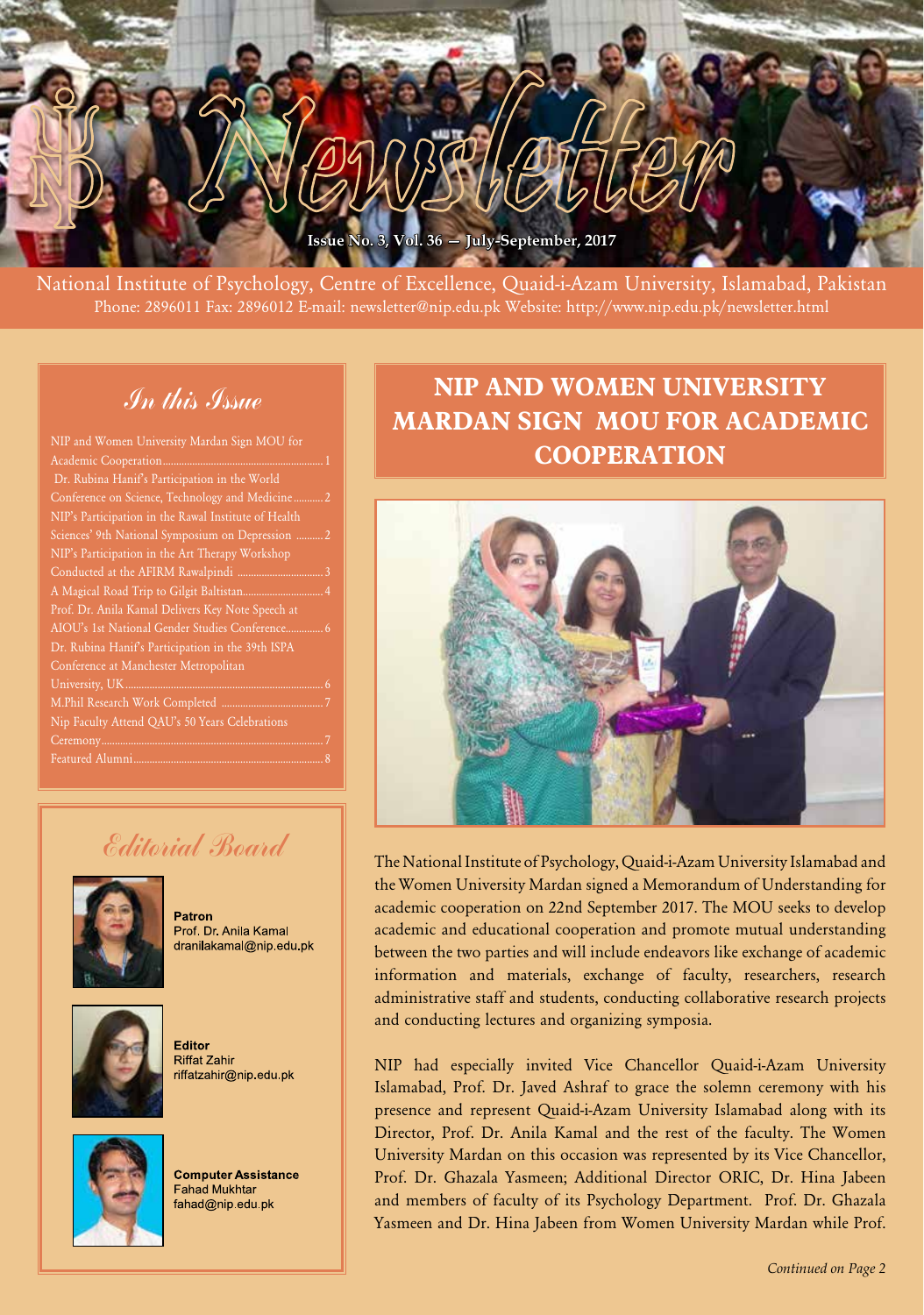# Newsletter

**Issue No. 3, Vol. 36 — July-September, 2017**

National Institute of Psychology, Centre of Excellence, Quaid-i-Azam University, Islamabad, Pakistan
Phone: 2896011 Fax: 2896012 E-mail: newsletter@nip.edu.pk Website: http://www.nip.edu.pk/newsletter.html

## In this Issue

- NIP and Women University Mardan Sign MOU for Academic Cooperation .......... 1
- Dr. Rubina Hanif's Participation in the World Conference on Science, Technology and Medicine .......... 2
- NIP's Participation in the Rawal Institute of Health Sciences' 9th National Symposium on Depression .......... 2
- NIP's Participation in the Art Therapy Workshop Conducted at the AFIRM Rawalpindi .......... 3
- A Magical Road Trip to Gilgit Baltistan .......... 4
- Prof. Dr. Anila Kamal Delivers Key Note Speech at AIOU's 1st National Gender Studies Conference .......... 6
- Dr. Rubina Hanif's Participation in the 39th ISPA Conference at Manchester Metropolitan University, UK .......... 6
- M.Phil Research Work Completed .......... 7
- Nip Faculty Attend QAU's 50 Years Celebrations Ceremony .......... 7
- Featured Alumni .......... 8

## Editorial Board

**Patron**
Prof. Dr. Anila Kamal
dranilakamal@nip.edu.pk

**Editor**
Riffat Zahir
riffatzahir@nip.edu.pk

**Computer Assistance**
Fahad Mukhtar
fahad@nip.edu.pk

## NIP AND WOMEN UNIVERSITY MARDAN SIGN MOU FOR ACADEMIC COOPERATION

The National Institute of Psychology, Quaid-i-Azam University Islamabad and the Women University Mardan signed a Memorandum of Understanding for academic cooperation on 22nd September 2017. The MOU seeks to develop academic and educational cooperation and promote mutual understanding between the two parties and will include endeavors like exchange of academic information and materials, exchange of faculty, researchers, research administrative staff and students, conducting collaborative research projects and conducting lectures and organizing symposia.

NIP had especially invited Vice Chancellor Quaid-i-Azam University Islamabad, Prof. Dr. Javed Ashraf to grace the solemn ceremony with his presence and represent Quaid-i-Azam University Islamabad along with its Director, Prof. Dr. Anila Kamal and the rest of the faculty. The Women University Mardan on this occasion was represented by its Vice Chancellor, Prof. Dr. Ghazala Yasmeen; Additional Director ORIC, Dr. Hina Jabeen and members of faculty of its Psychology Department. Prof. Dr. Ghazala Yasmeen and Dr. Hina Jabeen from Women University Mardan while Prof.

*Continued on Page 2*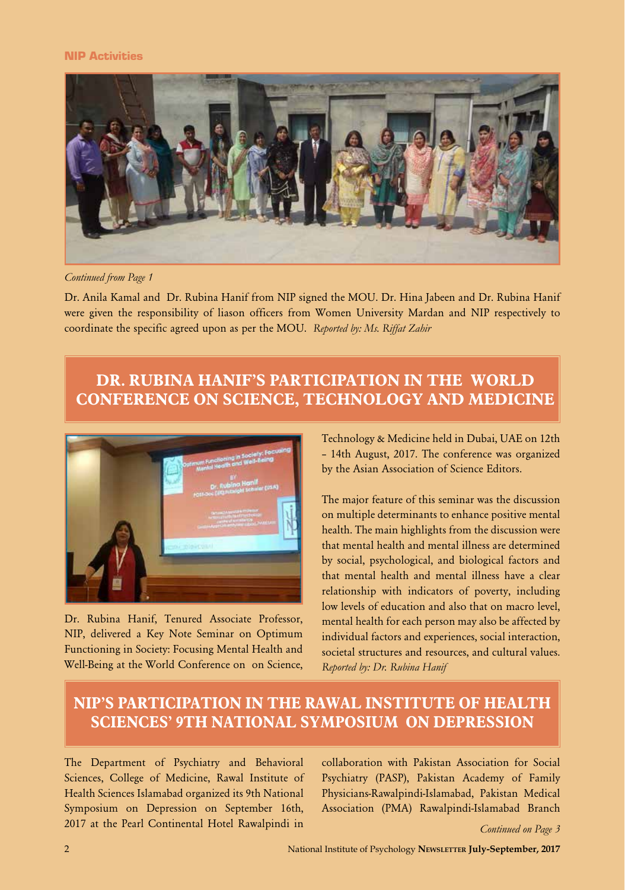## NIP Activities

*Continued from Page 1*

Dr. Anila Kamal and Dr. Rubina Hanif from NIP signed the MOU. Dr. Hina Jabeen and Dr. Rubina Hanif were given the responsibility of liason officers from Women University Mardan and NIP respectively to coordinate the specific agreed upon as per the MOU. *Reported by: Ms. Riffat Zahir*

## DR. RUBINA HANIF'S PARTICIPATION IN THE WORLD CONFERENCE ON SCIENCE, TECHNOLOGY AND MEDICINE

Dr. Rubina Hanif, Tenured Associate Professor, NIP, delivered a Key Note Seminar on Optimum Functioning in Society: Focusing Mental Health and Well-Being at the World Conference on on Science, Technology & Medicine held in Dubai, UAE on 12th – 14th August, 2017. The conference was organized by the Asian Association of Science Editors.

The major feature of this seminar was the discussion on multiple determinants to enhance positive mental health. The main highlights from the discussion were that mental health and mental illness are determined by social, psychological, and biological factors and that mental health and mental illness have a clear relationship with indicators of poverty, including low levels of education and also that on macro level, mental health for each person may also be affected by individual factors and experiences, social interaction, societal structures and resources, and cultural values. *Reported by: Dr. Rubina Hanif*

## NIP'S PARTICIPATION IN THE RAWAL INSTITUTE OF HEALTH SCIENCES' 9TH NATIONAL SYMPOSIUM ON DEPRESSION

The Department of Psychiatry and Behavioral Sciences, College of Medicine, Rawal Institute of Health Sciences Islamabad organized its 9th National Symposium on Depression on September 16th, 2017 at the Pearl Continental Hotel Rawalpindi in collaboration with Pakistan Association for Social Psychiatry (PASP), Pakistan Academy of Family Physicians-Rawalpindi-Islamabad, Pakistan Medical Association (PMA) Rawalpindi-Islamabad Branch

*Continued on Page 3*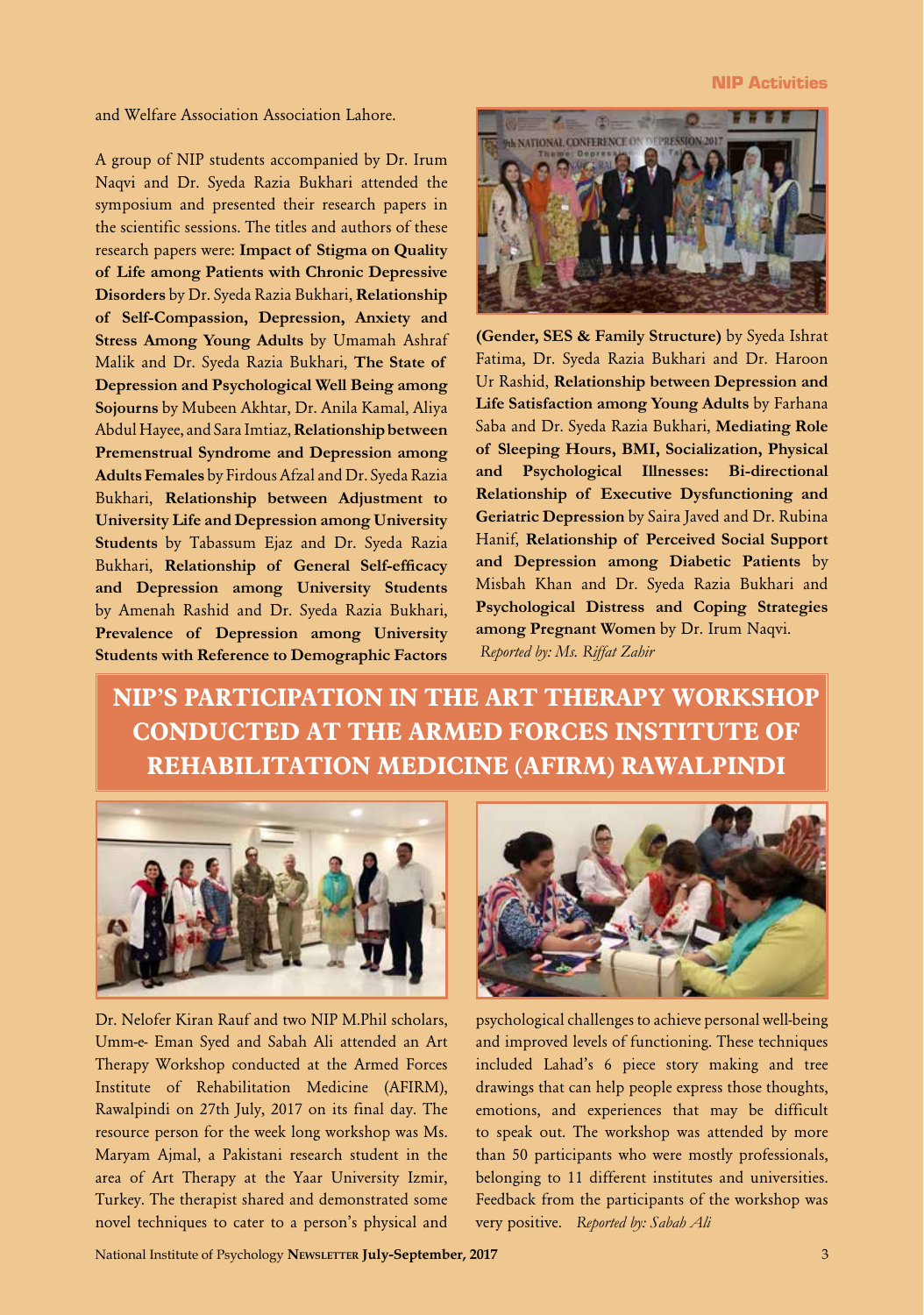and Welfare Association Association Lahore.

A group of NIP students accompanied by Dr. Irum Naqvi and Dr. Syeda Razia Bukhari attended the symposium and presented their research papers in the scientific sessions. The titles and authors of these research papers were: **Impact of Stigma on Quality of Life among Patients with Chronic Depressive Disorders** by Dr. Syeda Razia Bukhari, **Relationship of Self-Compassion, Depression, Anxiety and Stress Among Young Adults** by Umamah Ashraf Malik and Dr. Syeda Razia Bukhari, **The State of Depression and Psychological Well Being among Sojourns** by Mubeen Akhtar, Dr. Anila Kamal, Aliya Abdul Hayee, and Sara Imtiaz, **Relationship between Premenstrual Syndrome and Depression among Adults Females** by Firdous Afzal and Dr. Syeda Razia Bukhari, **Relationship between Adjustment to University Life and Depression among University Students** by Tabassum Ejaz and Dr. Syeda Razia Bukhari, **Relationship of General Self-efficacy and Depression among University Students** by Amenah Rashid and Dr. Syeda Razia Bukhari, **Prevalence of Depression among University Students with Reference to Demographic Factors (Gender, SES & Family Structure)** by Syeda Ishrat Fatima, Dr. Syeda Razia Bukhari and Dr. Haroon Ur Rashid, **Relationship between Depression and Life Satisfaction among Young Adults** by Farhana Saba and Dr. Syeda Razia Bukhari, **Mediating Role of Sleeping Hours, BMI, Socialization, Physical and Psychological Illnesses: Bi-directional Relationship of Executive Dysfunctioning and Geriatric Depression** by Saira Javed and Dr. Rubina Hanif, **Relationship of Perceived Social Support and Depression among Diabetic Patients** by Misbah Khan and Dr. Syeda Razia Bukhari and **Psychological Distress and Coping Strategies among Pregnant Women** by Dr. Irum Naqvi.

*Reported by: Ms. Riffat Zahir*

## NIP'S PARTICIPATION IN THE ART THERAPY WORKSHOP CONDUCTED AT THE ARMED FORCES INSTITUTE OF REHABILITATION MEDICINE (AFIRM) RAWALPINDI

Dr. Nelofer Kiran Rauf and two NIP M.Phil scholars, Umm-e- Eman Syed and Sabah Ali attended an Art Therapy Workshop conducted at the Armed Forces Institute of Rehabilitation Medicine (AFIRM), Rawalpindi on 27th July, 2017 on its final day. The resource person for the week long workshop was Ms. Maryam Ajmal, a Pakistani research student in the area of Art Therapy at the Yaar University Izmir, Turkey. The therapist shared and demonstrated some novel techniques to cater to a person's physical and psychological challenges to achieve personal well-being and improved levels of functioning. These techniques included Lahad's 6 piece story making and tree drawings that can help people express those thoughts, emotions, and experiences that may be difficult to speak out. The workshop was attended by more than 50 participants who were mostly professionals, belonging to 11 different institutes and universities. Feedback from the participants of the workshop was very positive. *Reported by: Sabah Ali*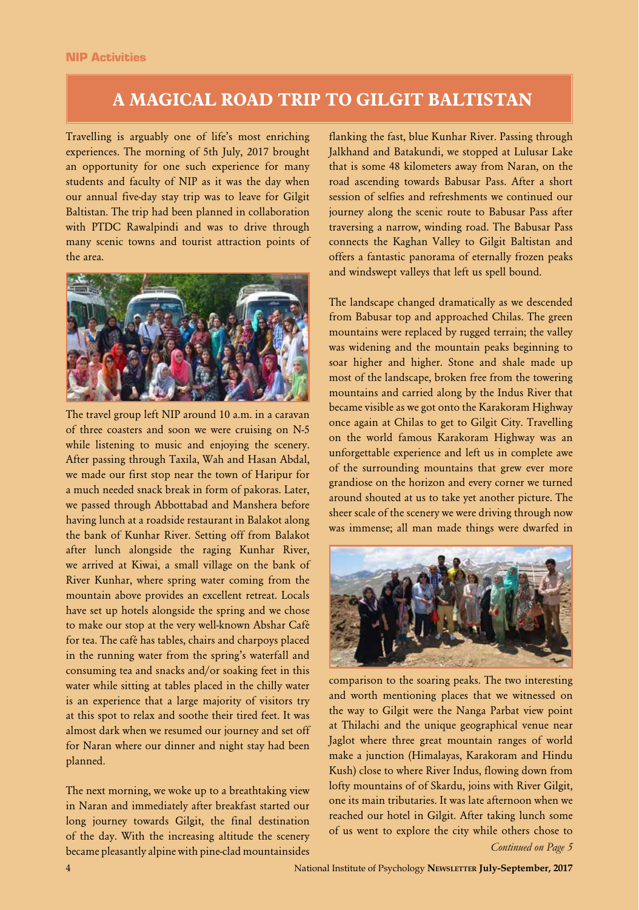NIP Activities

# A MAGICAL ROAD TRIP TO GILGIT BALTISTAN

Travelling is arguably one of life's most enriching experiences. The morning of 5th July, 2017 brought an opportunity for one such experience for many students and faculty of NIP as it was the day when our annual five-day stay trip was to leave for Gilgit Baltistan. The trip had been planned in collaboration with PTDC Rawalpindi and was to drive through many scenic towns and tourist attraction points of the area.

The travel group left NIP around 10 a.m. in a caravan of three coasters and soon we were cruising on N-5 while listening to music and enjoying the scenery. After passing through Taxila, Wah and Hasan Abdal, we made our first stop near the town of Haripur for a much needed snack break in form of pakoras. Later, we passed through Abbottabad and Manshera before having lunch at a roadside restaurant in Balakot along the bank of Kunhar River. Setting off from Balakot after lunch alongside the raging Kunhar River, we arrived at Kiwai, a small village on the bank of River Kunhar, where spring water coming from the mountain above provides an excellent retreat. Locals have set up hotels alongside the spring and we chose to make our stop at the very well-known Abshar Café for tea. The café has tables, chairs and charpoys placed in the running water from the spring's waterfall and consuming tea and snacks and/or soaking feet in this water while sitting at tables placed in the chilly water is an experience that a large majority of visitors try at this spot to relax and soothe their tired feet. It was almost dark when we resumed our journey and set off for Naran where our dinner and night stay had been planned.

The next morning, we woke up to a breathtaking view in Naran and immediately after breakfast started our long journey towards Gilgit, the final destination of the day. With the increasing altitude the scenery became pleasantly alpine with pine-clad mountainsides flanking the fast, blue Kunhar River. Passing through Jalkhand and Batakundi, we stopped at Lulusar Lake that is some 48 kilometers away from Naran, on the road ascending towards Babusar Pass. After a short session of selfies and refreshments we continued our journey along the scenic route to Babusar Pass after traversing a narrow, winding road. The Babusar Pass connects the Kaghan Valley to Gilgit Baltistan and offers a fantastic panorama of eternally frozen peaks and windswept valleys that left us spell bound.

The landscape changed dramatically as we descended from Babusar top and approached Chilas. The green mountains were replaced by rugged terrain; the valley was widening and the mountain peaks beginning to soar higher and higher. Stone and shale made up most of the landscape, broken free from the towering mountains and carried along by the Indus River that became visible as we got onto the Karakoram Highway once again at Chilas to get to Gilgit City. Travelling on the world famous Karakoram Highway was an unforgettable experience and left us in complete awe of the surrounding mountains that grew ever more grandiose on the horizon and every corner we turned around shouted at us to take yet another picture. The sheer scale of the scenery we were driving through now was immense; all man made things were dwarfed in comparison to the soaring peaks. The two interesting and worth mentioning places that we witnessed on the way to Gilgit were the Nanga Parbat view point at Thilachi and the unique geographical venue near Jaglot where three great mountain ranges of world make a junction (Himalayas, Karakoram and Hindu Kush) close to where River Indus, flowing down from lofty mountains of of Skardu, joins with River Gilgit, one its main tributaries. It was late afternoon when we reached our hotel in Gilgit. After taking lunch some of us went to explore the city while others chose to

*Continued on Page 5*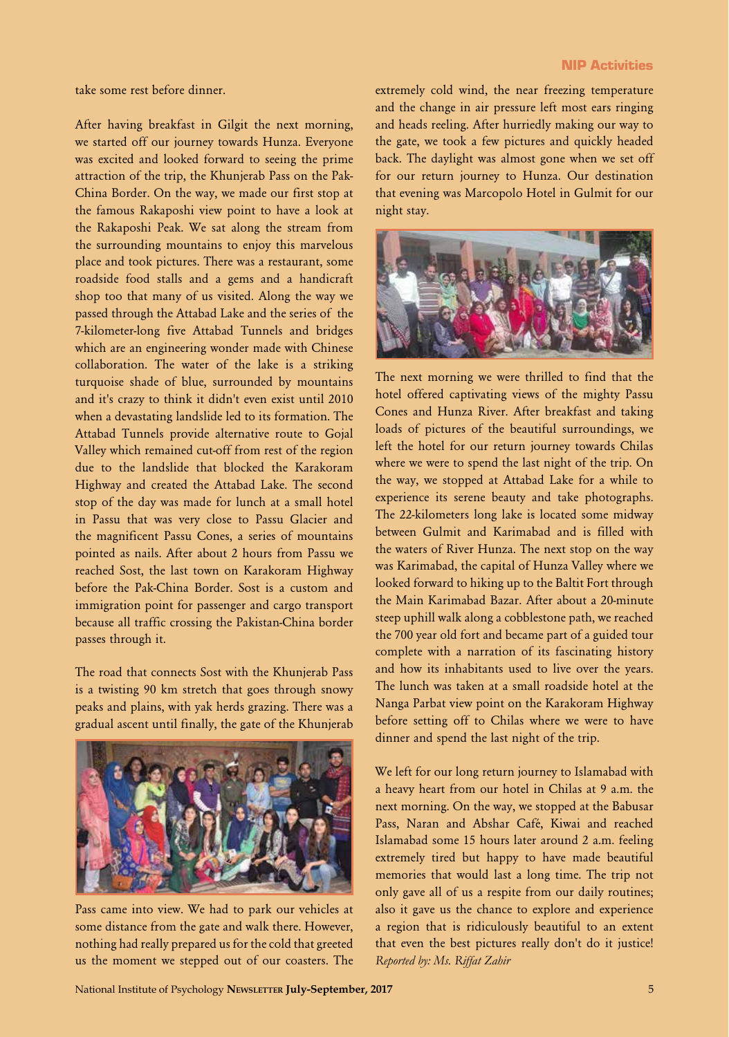take some rest before dinner.

After having breakfast in Gilgit the next morning, we started off our journey towards Hunza. Everyone was excited and looked forward to seeing the prime attraction of the trip, the Khunjerab Pass on the Pak-China Border. On the way, we made our first stop at the famous Rakaposhi view point to have a look at the Rakaposhi Peak. We sat along the stream from the surrounding mountains to enjoy this marvelous place and took pictures. There was a restaurant, some roadside food stalls and a gems and a handicraft shop too that many of us visited. Along the way we passed through the Attabad Lake and the series of the 7-kilometer-long five Attabad Tunnels and bridges which are an engineering wonder made with Chinese collaboration. The water of the lake is a striking turquoise shade of blue, surrounded by mountains and it's crazy to think it didn't even exist until 2010 when a devastating landslide led to its formation. The Attabad Tunnels provide alternative route to Gojal Valley which remained cut-off from rest of the region due to the landslide that blocked the Karakoram Highway and created the Attabad Lake. The second stop of the day was made for lunch at a small hotel in Passu that was very close to Passu Glacier and the magnificent Passu Cones, a series of mountains pointed as nails. After about 2 hours from Passu we reached Sost, the last town on Karakoram Highway before the Pak-China Border. Sost is a custom and immigration point for passenger and cargo transport because all traffic crossing the Pakistan-China border passes through it.

The road that connects Sost with the Khunjerab Pass is a twisting 90 km stretch that goes through snowy peaks and plains, with yak herds grazing. There was a gradual ascent until finally, the gate of the Khunjerab Pass came into view. We had to park our vehicles at some distance from the gate and walk there. However, nothing had really prepared us for the cold that greeted us the moment we stepped out of our coasters. The extremely cold wind, the near freezing temperature and the change in air pressure left most ears ringing and heads reeling. After hurriedly making our way to the gate, we took a few pictures and quickly headed back. The daylight was almost gone when we set off for our return journey to Hunza. Our destination that evening was Marcopolo Hotel in Gulmit for our night stay.

The next morning we were thrilled to find that the hotel offered captivating views of the mighty Passu Cones and Hunza River. After breakfast and taking loads of pictures of the beautiful surroundings, we left the hotel for our return journey towards Chilas where we were to spend the last night of the trip. On the way, we stopped at Attabad Lake for a while to experience its serene beauty and take photographs. The 22-kilometers long lake is located some midway between Gulmit and Karimabad and is filled with the waters of River Hunza. The next stop on the way was Karimabad, the capital of Hunza Valley where we looked forward to hiking up to the Baltit Fort through the Main Karimabad Bazar. After about a 20-minute steep uphill walk along a cobblestone path, we reached the 700 year old fort and became part of a guided tour complete with a narration of its fascinating history and how its inhabitants used to live over the years. The lunch was taken at a small roadside hotel at the Nanga Parbat view point on the Karakoram Highway before setting off to Chilas where we were to have dinner and spend the last night of the trip.

We left for our long return journey to Islamabad with a heavy heart from our hotel in Chilas at 9 a.m. the next morning. On the way, we stopped at the Babusar Pass, Naran and Abshar Café, Kiwai and reached Islamabad some 15 hours later around 2 a.m. feeling extremely tired but happy to have made beautiful memories that would last a long time. The trip not only gave all of us a respite from our daily routines; also it gave us the chance to explore and experience a region that is ridiculously beautiful to an extent that even the best pictures really don't do it justice!

*Reported by: Ms. Riffat Zahir*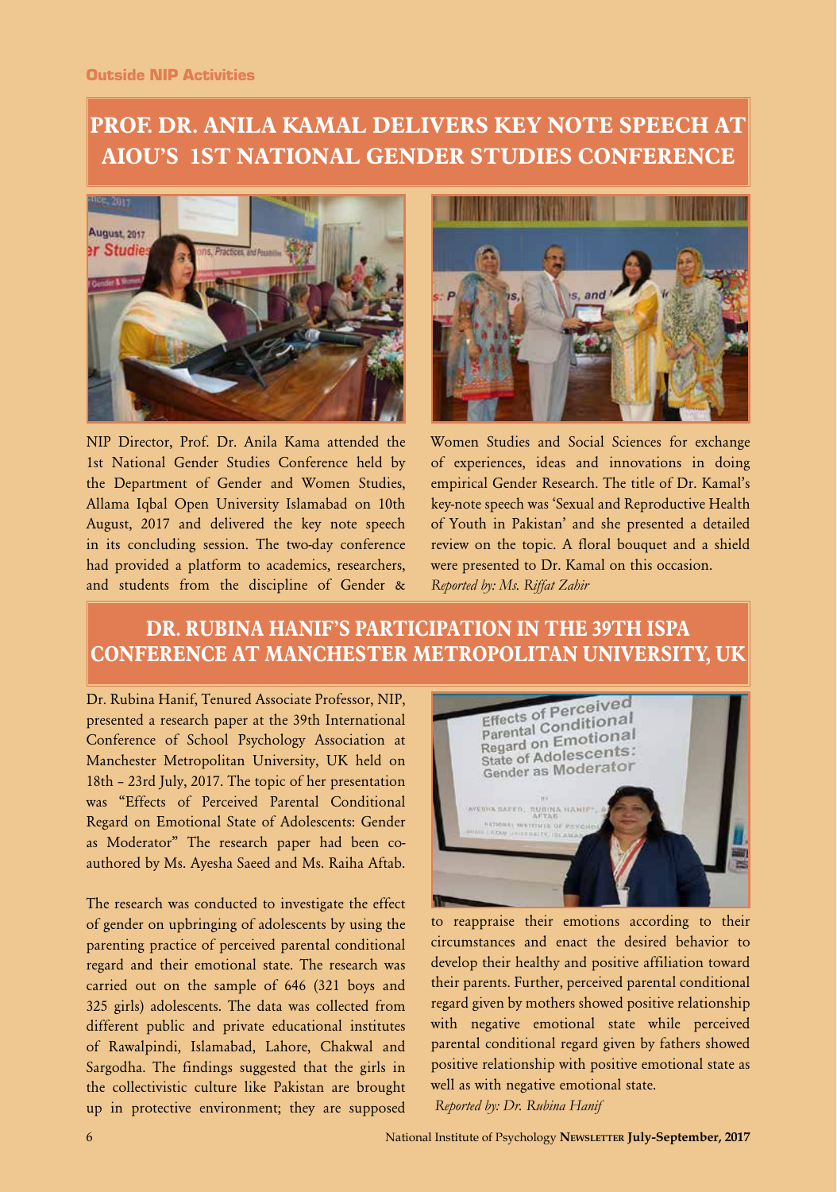**Outside NIP Activities**

# PROF. DR. ANILA KAMAL DELIVERS KEY NOTE SPEECH AT AIOU'S 1ST NATIONAL GENDER STUDIES CONFERENCE

NIP Director, Prof. Dr. Anila Kama attended the 1st National Gender Studies Conference held by the Department of Gender and Women Studies, Allama Iqbal Open University Islamabad on 10th August, 2017 and delivered the key note speech in its concluding session. The two-day conference had provided a platform to academics, researchers, and students from the discipline of Gender & Women Studies and Social Sciences for exchange of experiences, ideas and innovations in doing empirical Gender Research. The title of Dr. Kamal's key-note speech was 'Sexual and Reproductive Health of Youth in Pakistan' and she presented a detailed review on the topic. A floral bouquet and a shield were presented to Dr. Kamal on this occasion.

*Reported by: Ms. Riffat Zahir*

# DR. RUBINA HANIF'S PARTICIPATION IN THE 39TH ISPA CONFERENCE AT MANCHESTER METROPOLITAN UNIVERSITY, UK

Dr. Rubina Hanif, Tenured Associate Professor, NIP, presented a research paper at the 39th International Conference of School Psychology Association at Manchester Metropolitan University, UK held on 18th – 23rd July, 2017. The topic of her presentation was "Effects of Perceived Parental Conditional Regard on Emotional State of Adolescents: Gender as Moderator" The research paper had been co-authored by Ms. Ayesha Saeed and Ms. Raiha Aftab.

The research was conducted to investigate the effect of gender on upbringing of adolescents by using the parenting practice of perceived parental conditional regard and their emotional state. The research was carried out on the sample of 646 (321 boys and 325 girls) adolescents. The data was collected from different public and private educational institutes of Rawalpindi, Islamabad, Lahore, Chakwal and Sargodha. The findings suggested that the girls in the collectivistic culture like Pakistan are brought up in protective environment; they are supposed to reappraise their emotions according to their circumstances and enact the desired behavior to develop their healthy and positive affiliation toward their parents. Further, perceived parental conditional regard given by mothers showed positive relationship with negative emotional state while perceived parental conditional regard given by fathers showed positive relationship with positive emotional state as well as with negative emotional state.

*Reported by: Dr. Rubina Hanif*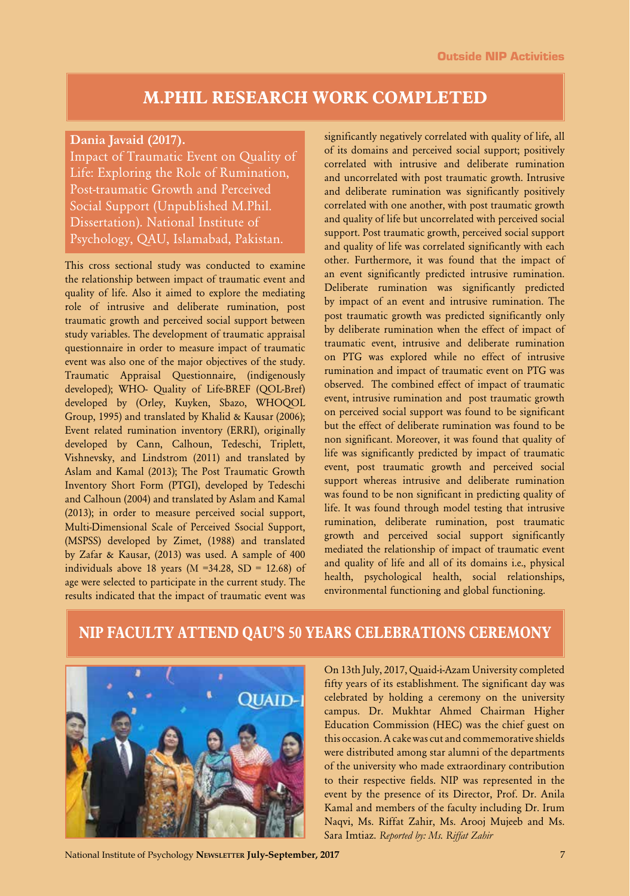# M.PHIL RESEARCH WORK COMPLETED

**Dania Javaid (2017).**
Impact of Traumatic Event on Quality of Life: Exploring the Role of Rumination, Post-traumatic Growth and Perceived Social Support (Unpublished M.Phil. Dissertation). National Institute of Psychology, QAU, Islamabad, Pakistan.

This cross sectional study was conducted to examine the relationship between impact of traumatic event and quality of life. Also it aimed to explore the mediating role of intrusive and deliberate rumination, post traumatic growth and perceived social support between study variables. The development of traumatic appraisal questionnaire in order to measure impact of traumatic event was also one of the major objectives of the study. Traumatic Appraisal Questionnaire, (indigenously developed); WHO- Quality of Life-BREF (QOL-Bref) developed by (Orley, Kuyken, Sbazo, WHOQOL Group, 1995) and translated by Khalid & Kausar (2006); Event related rumination inventory (ERRI), originally developed by Cann, Calhoun, Tedeschi, Triplett, Vishnevsky, and Lindstrom (2011) and translated by Aslam and Kamal (2013); The Post Traumatic Growth Inventory Short Form (PTGI), developed by Tedeschi and Calhoun (2004) and translated by Aslam and Kamal (2013); in order to measure perceived social support, Multi-Dimensional Scale of Perceived Ssocial Support, (MSPSS) developed by Zimet, (1988) and translated by Zafar & Kausar, (2013) was used. A sample of 400 individuals above 18 years ($M$ =34.28, $SD$ = 12.68) of age were selected to participate in the current study. The results indicated that the impact of traumatic event was significantly negatively correlated with quality of life, all of its domains and perceived social support; positively correlated with intrusive and deliberate rumination and uncorrelated with post traumatic growth. Intrusive and deliberate rumination was significantly positively correlated with one another, with post traumatic growth and quality of life but uncorrelated with perceived social support. Post traumatic growth, perceived social support and quality of life was correlated significantly with each other. Furthermore, it was found that the impact of an event significantly predicted intrusive rumination. Deliberate rumination was significantly predicted by impact of an event and intrusive rumination. The post traumatic growth was predicted significantly only by deliberate rumination when the effect of impact of traumatic event, intrusive and deliberate rumination on PTG was explored while no effect of intrusive rumination and impact of traumatic event on PTG was observed. The combined effect of impact of traumatic event, intrusive rumination and post traumatic growth on perceived social support was found to be significant but the effect of deliberate rumination was found to be non significant. Moreover, it was found that quality of life was significantly predicted by impact of traumatic event, post traumatic growth and perceived social support whereas intrusive and deliberate rumination was found to be non significant in predicting quality of life. It was found through model testing that intrusive rumination, deliberate rumination, post traumatic growth and perceived social support significantly mediated the relationship of impact of traumatic event and quality of life and all of its domains i.e., physical health, psychological health, social relationships, environmental functioning and global functioning.

# NIP FACULTY ATTEND QAU'S 50 YEARS CELEBRATIONS CEREMONY

On 13th July, 2017, Quaid-i-Azam University completed fifty years of its establishment. The significant day was celebrated by holding a ceremony on the university campus. Dr. Mukhtar Ahmed Chairman Higher Education Commission (HEC) was the chief guest on this occasion. A cake was cut and commemorative shields were distributed among star alumni of the departments of the university who made extraordinary contribution to their respective fields. NIP was represented in the event by the presence of its Director, Prof. Dr. Anila Kamal and members of the faculty including Dr. Irum Naqvi, Ms. Riffat Zahir, Ms. Arooj Mujeeb and Ms. Sara Imtiaz. *Reported by: Ms. Riffat Zahir*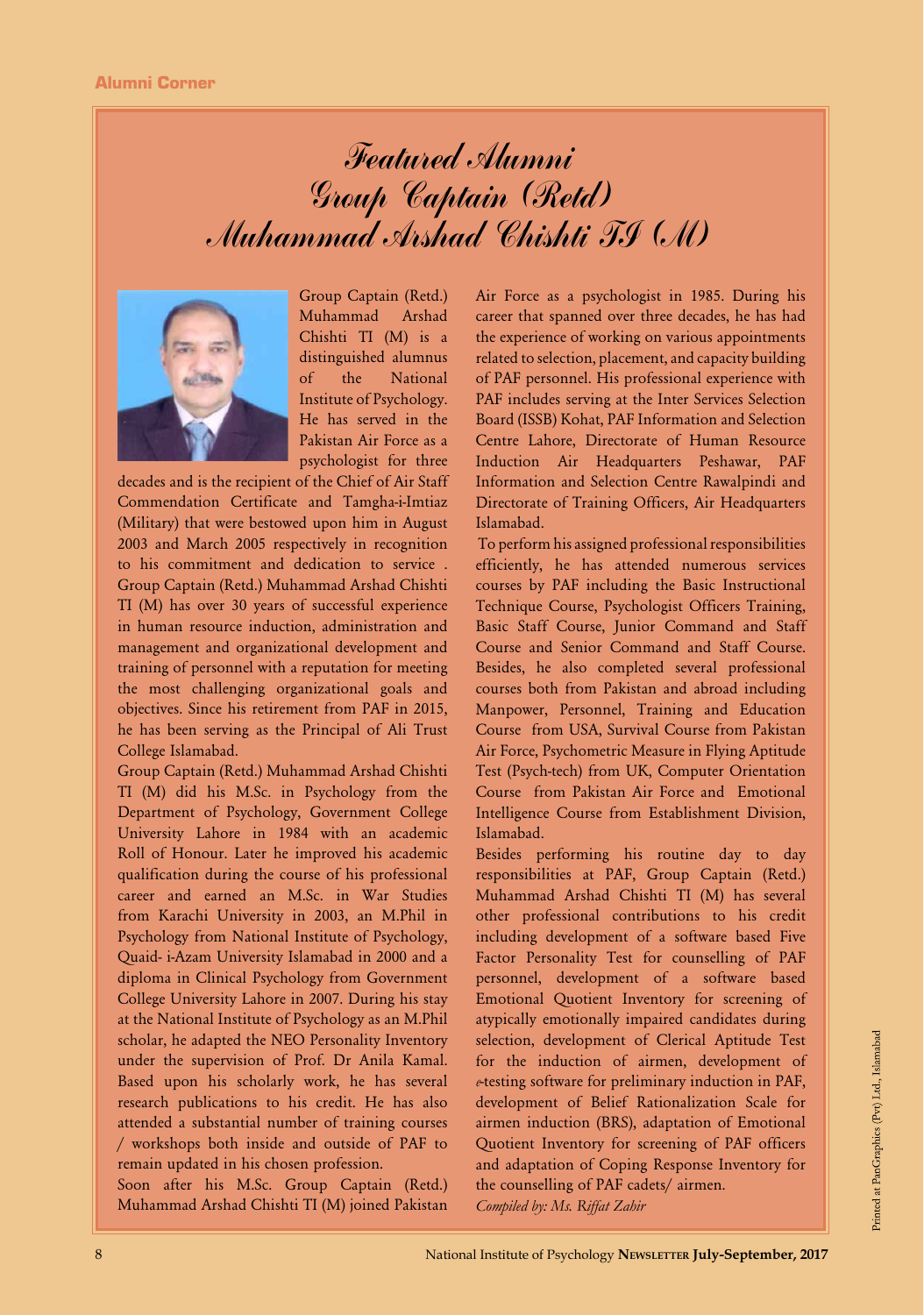**Alumni Corner**

# Featured Alumni
## Group Captain (Retd) Muhammad Arshad Chishti TI (M)

Group Captain (Retd.) Muhammad Arshad Chishti TI (M) is a distinguished alumnus of the National Institute of Psychology. He has served in the Pakistan Air Force as a psychologist for three decades and is the recipient of the Chief of Air Staff Commendation Certificate and Tamgha-i-Imtiaz (Military) that were bestowed upon him in August 2003 and March 2005 respectively in recognition to his commitment and dedication to service . Group Captain (Retd.) Muhammad Arshad Chishti TI (M) has over 30 years of successful experience in human resource induction, administration and management and organizational development and training of personnel with a reputation for meeting the most challenging organizational goals and objectives. Since his retirement from PAF in 2015, he has been serving as the Principal of Ali Trust College Islamabad.

Group Captain (Retd.) Muhammad Arshad Chishti TI (M) did his M.Sc. in Psychology from the Department of Psychology, Government College University Lahore in 1984 with an academic Roll of Honour. Later he improved his academic qualification during the course of his professional career and earned an M.Sc. in War Studies from Karachi University in 2003, an M.Phil in Psychology from National Institute of Psychology, Quaid- i-Azam University Islamabad in 2000 and a diploma in Clinical Psychology from Government College University Lahore in 2007. During his stay at the National Institute of Psychology as an M.Phil scholar, he adapted the NEO Personality Inventory under the supervision of Prof. Dr Anila Kamal. Based upon his scholarly work, he has several research publications to his credit. He has also attended a substantial number of training courses / workshops both inside and outside of PAF to remain updated in his chosen profession.

Soon after his M.Sc. Group Captain (Retd.) Muhammad Arshad Chishti TI (M) joined Pakistan Air Force as a psychologist in 1985. During his career that spanned over three decades, he has had the experience of working on various appointments related to selection, placement, and capacity building of PAF personnel. His professional experience with PAF includes serving at the Inter Services Selection Board (ISSB) Kohat, PAF Information and Selection Centre Lahore, Directorate of Human Resource Induction Air Headquarters Peshawar, PAF Information and Selection Centre Rawalpindi and Directorate of Training Officers, Air Headquarters Islamabad.

To perform his assigned professional responsibilities efficiently, he has attended numerous services courses by PAF including the Basic Instructional Technique Course, Psychologist Officers Training, Basic Staff Course, Junior Command and Staff Course and Senior Command and Staff Course. Besides, he also completed several professional courses both from Pakistan and abroad including Manpower, Personnel, Training and Education Course from USA, Survival Course from Pakistan Air Force, Psychometric Measure in Flying Aptitude Test (Psych-tech) from UK, Computer Orientation Course from Pakistan Air Force and Emotional Intelligence Course from Establishment Division, Islamabad.

Besides performing his routine day to day responsibilities at PAF, Group Captain (Retd.) Muhammad Arshad Chishti TI (M) has several other professional contributions to his credit including development of a software based Five Factor Personality Test for counselling of PAF personnel, development of a software based Emotional Quotient Inventory for screening of atypically emotionally impaired candidates during selection, development of Clerical Aptitude Test for the induction of airmen, development of *e*-testing software for preliminary induction in PAF, development of Belief Rationalization Scale for airmen induction (BRS), adaptation of Emotional Quotient Inventory for screening of PAF officers and adaptation of Coping Response Inventory for the counselling of PAF cadets/ airmen.

*Compiled by: Ms. Riffat Zahir*